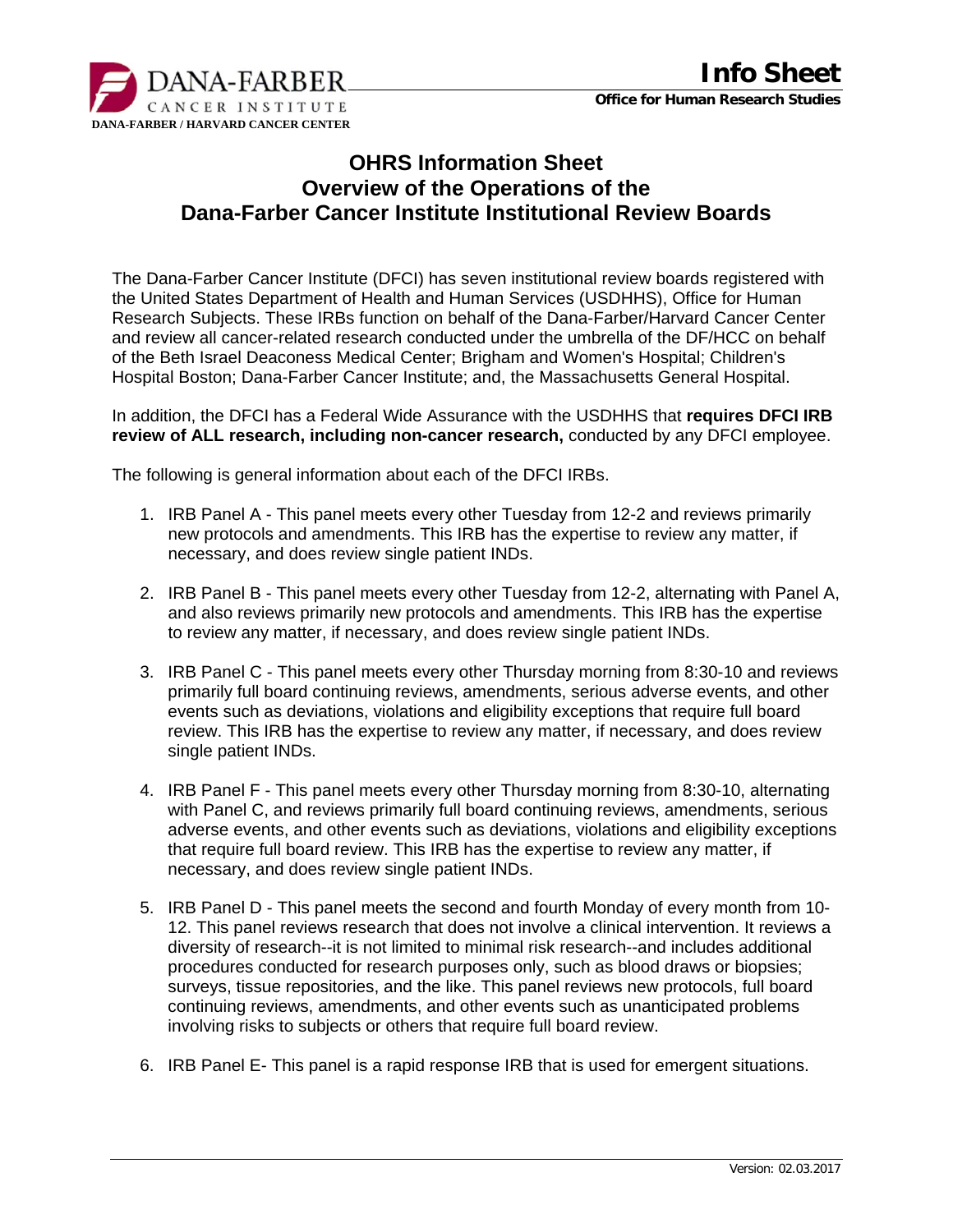# OHRS Information Sheet
# Overview of the Operations of the Dana-Farber Cancer Institute Institutional Review Boards

The Dana-Farber Cancer Institute (DFCI) has seven institutional review boards registered with the United States Department of Health and Human Services (USDHHS), Office for Human Research Subjects. These IRBs function on behalf of the Dana-Farber/Harvard Cancer Center and review all cancer-related research conducted under the umbrella of the DF/HCC on behalf of the Beth Israel Deaconess Medical Center; Brigham and Women's Hospital; Children's Hospital Boston; Dana-Farber Cancer Institute; and, the Massachusetts General Hospital.

In addition, the DFCI has a Federal Wide Assurance with the USDHHS that **requires DFCI IRB review of ALL research, including non-cancer research,** conducted by any DFCI employee.

The following is general information about each of the DFCI IRBs.

1. IRB Panel A - This panel meets every other Tuesday from 12-2 and reviews primarily new protocols and amendments. This IRB has the expertise to review any matter, if necessary, and does review single patient INDs.
2. IRB Panel B - This panel meets every other Tuesday from 12-2, alternating with Panel A, and also reviews primarily new protocols and amendments. This IRB has the expertise to review any matter, if necessary, and does review single patient INDs.
3. IRB Panel C - This panel meets every other Thursday morning from 8:30-10 and reviews primarily full board continuing reviews, amendments, serious adverse events, and other events such as deviations, violations and eligibility exceptions that require full board review. This IRB has the expertise to review any matter, if necessary, and does review single patient INDs.
4. IRB Panel F - This panel meets every other Thursday morning from 8:30-10, alternating with Panel C, and reviews primarily full board continuing reviews, amendments, serious adverse events, and other events such as deviations, violations and eligibility exceptions that require full board review. This IRB has the expertise to review any matter, if necessary, and does review single patient INDs.
5. IRB Panel D - This panel meets the second and fourth Monday of every month from 10-12. This panel reviews research that does not involve a clinical intervention. It reviews a diversity of research--it is not limited to minimal risk research--and includes additional procedures conducted for research purposes only, such as blood draws or biopsies; surveys, tissue repositories, and the like. This panel reviews new protocols, full board continuing reviews, amendments, and other events such as unanticipated problems involving risks to subjects or others that require full board review.
6. IRB Panel E- This panel is a rapid response IRB that is used for emergent situations.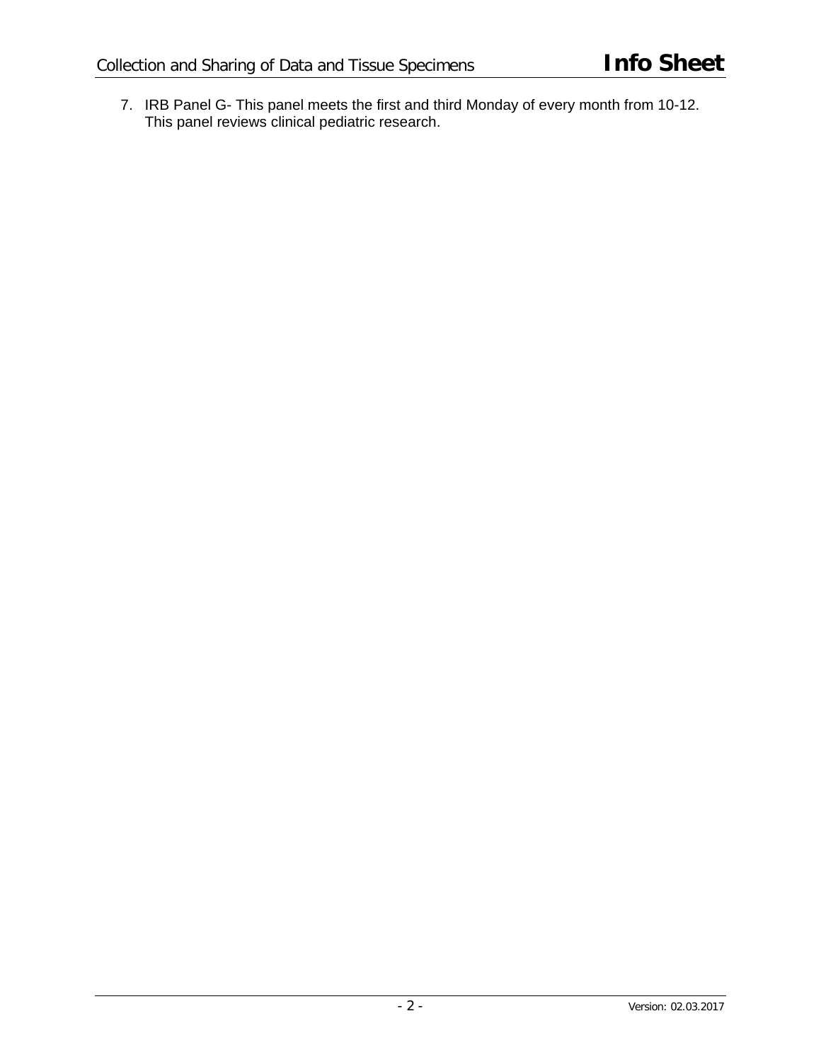7. IRB Panel G- This panel meets the first and third Monday of every month from 10-12. This panel reviews clinical pediatric research.